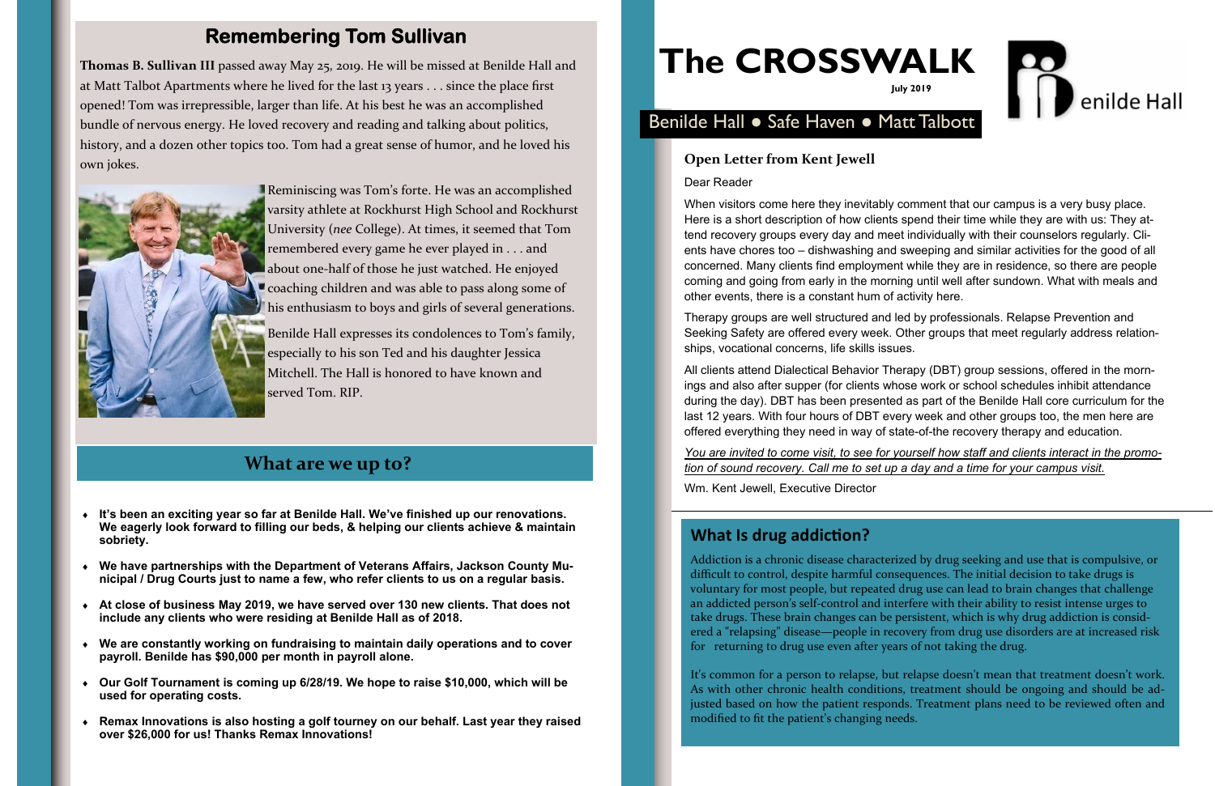# The CROSSWALK

July 2019

Benilde Hall ● Safe Haven ● Matt Talbott

## Remembering Tom Sullivan

**Thomas B. Sullivan III** passed away May 25, 2019. He will be missed at Benilde Hall and at Matt Talbot Apartments where he lived for the last 13 years . . . since the place first opened! Tom was irrepressible, larger than life. At his best he was an accomplished bundle of nervous energy. He loved recovery and reading and talking about politics, history, and a dozen other topics too. Tom had a great sense of humor, and he loved his own jokes.

Reminiscing was Tom's forte. He was an accomplished varsity athlete at Rockhurst High School and Rockhurst University (*nee* College). At times, it seemed that Tom remembered every game he ever played in . . . and about one-half of those he just watched. He enjoyed coaching children and was able to pass along some of his enthusiasm to boys and girls of several generations.

Benilde Hall expresses its condolences to Tom's family, especially to his son Ted and his daughter Jessica Mitchell. The Hall is honored to have known and served Tom. RIP.

## What are we up to?

- **It's been an exciting year so far at Benilde Hall. We've finished up our renovations. We eagerly look forward to filling our beds, & helping our clients achieve & maintain sobriety.**
- **We have partnerships with the Department of Veterans Affairs, Jackson County Municipal / Drug Courts just to name a few, who refer clients to us on a regular basis.**
- **At close of business May 2019, we have served over 130 new clients. That does not include any clients who were residing at Benilde Hall as of 2018.**
- **We are constantly working on fundraising to maintain daily operations and to cover payroll. Benilde has $90,000 per month in payroll alone.**
- **Our Golf Tournament is coming up 6/28/19. We hope to raise $10,000, which will be used for operating costs.**
- **Remax Innovations is also hosting a golf tourney on our behalf. Last year they raised over $26,000 for us! Thanks Remax Innovations!**

### Open Letter from Kent Jewell

Dear Reader

When visitors come here they inevitably comment that our campus is a very busy place. Here is a short description of how clients spend their time while they are with us: They attend recovery groups every day and meet individually with their counselors regularly. Clients have chores too – dishwashing and sweeping and similar activities for the good of all concerned. Many clients find employment while they are in residence, so there are people coming and going from early in the morning until well after sundown. What with meals and other events, there is a constant hum of activity here.

Therapy groups are well structured and led by professionals. Relapse Prevention and Seeking Safety are offered every week. Other groups that meet regularly address relationships, vocational concerns, life skills issues.

All clients attend Dialectical Behavior Therapy (DBT) group sessions, offered in the mornings and also after supper (for clients whose work or school schedules inhibit attendance during the day). DBT has been presented as part of the Benilde Hall core curriculum for the last 12 years. With four hours of DBT every week and other groups too, the men here are offered everything they need in way of state-of-the recovery therapy and education.

*You are invited to come visit, to see for yourself how staff and clients interact in the promotion of sound recovery. Call me to set up a day and a time for your campus visit.*

Wm. Kent Jewell, Executive Director

## What Is drug addiction?

Addiction is a chronic disease characterized by drug seeking and use that is compulsive, or difficult to control, despite harmful consequences. The initial decision to take drugs is voluntary for most people, but repeated drug use can lead to brain changes that challenge an addicted person's self-control and interfere with their ability to resist intense urges to take drugs. These brain changes can be persistent, which is why drug addiction is considered a "relapsing" disease—people in recovery from drug use disorders are at increased risk for returning to drug use even after years of not taking the drug.

It's common for a person to relapse, but relapse doesn't mean that treatment doesn't work. As with other chronic health conditions, treatment should be ongoing and should be adjusted based on how the patient responds. Treatment plans need to be reviewed often and modified to fit the patient's changing needs.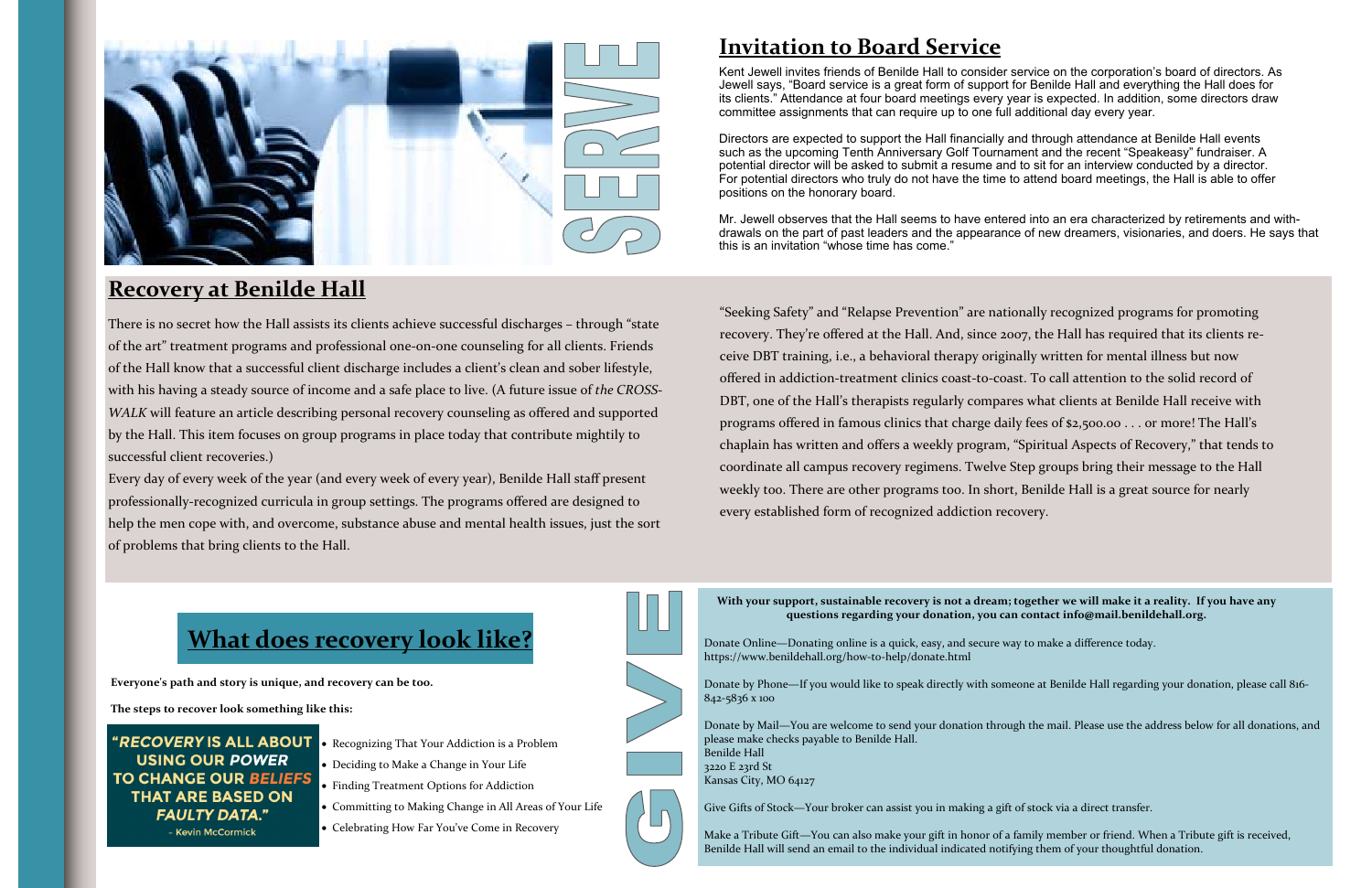SERVE

## Invitation to Board Service

Kent Jewell invites friends of Benilde Hall to consider service on the corporation's board of directors. As Jewell says, "Board service is a great form of support for Benilde Hall and everything the Hall does for its clients." Attendance at four board meetings every year is expected. In addition, some directors draw committee assignments that can require up to one full additional day every year.

Directors are expected to support the Hall financially and through attendance at Benilde Hall events such as the upcoming Tenth Anniversary Golf Tournament and the recent "Speakeasy" fundraiser. A potential director will be asked to submit a resume and to sit for an interview conducted by a director. For potential directors who truly do not have the time to attend board meetings, the Hall is able to offer positions on the honorary board.

Mr. Jewell observes that the Hall seems to have entered into an era characterized by retirements and withdrawals on the part of past leaders and the appearance of new dreamers, visionaries, and doers. He says that this is an invitation "whose time has come."

## Recovery at Benilde Hall

There is no secret how the Hall assists its clients achieve successful discharges – through "state of the art" treatment programs and professional one-on-one counseling for all clients. Friends of the Hall know that a successful client discharge includes a client's clean and sober lifestyle, with his having a steady source of income and a safe place to live. (A future issue of *the CROSS-WALK* will feature an article describing personal recovery counseling as offered and supported by the Hall. This item focuses on group programs in place today that contribute mightily to successful client recoveries.)

Every day of every week of the year (and every week of every year), Benilde Hall staff present professionally-recognized curricula in group settings. The programs offered are designed to help the men cope with, and overcome, substance abuse and mental health issues, just the sort of problems that bring clients to the Hall.

"Seeking Safety" and "Relapse Prevention" are nationally recognized programs for promoting recovery. They're offered at the Hall. And, since 2007, the Hall has required that its clients receive DBT training, i.e., a behavioral therapy originally written for mental illness but now offered in addiction-treatment clinics coast-to-coast. To call attention to the solid record of DBT, one of the Hall's therapists regularly compares what clients at Benilde Hall receive with programs offered in famous clinics that charge daily fees of $2,500.00 . . . or more! The Hall's chaplain has written and offers a weekly program, "Spiritual Aspects of Recovery," that tends to coordinate all campus recovery regimens. Twelve Step groups bring their message to the Hall weekly too. There are other programs too. In short, Benilde Hall is a great source for nearly every established form of recognized addiction recovery.

## What does recovery look like?

**Everyone's path and story is unique, and recovery can be too.**

**The steps to recover look something like this:**

"RECOVERY IS ALL ABOUT USING OUR POWER TO CHANGE OUR BELIEFS THAT ARE BASED ON FAULTY DATA."
– Kevin McCormick

- Recognizing That Your Addiction is a Problem
- Deciding to Make a Change in Your Life
- Finding Treatment Options for Addiction
- Committing to Making Change in All Areas of Your Life
- Celebrating How Far You've Come in Recovery

GIVE

**With your support, sustainable recovery is not a dream; together we will make it a reality. If you have any questions regarding your donation, you can contact info@mail.benildehall.org.**

Donate Online—Donating online is a quick, easy, and secure way to make a difference today.
https://www.benildehall.org/how-to-help/donate.html

Donate by Phone—If you would like to speak directly with someone at Benilde Hall regarding your donation, please call 816-842-5836 x 100

Donate by Mail—You are welcome to send your donation through the mail. Please use the address below for all donations, and please make checks payable to Benilde Hall.
Benilde Hall
3220 E 23rd St
Kansas City, MO 64127

Give Gifts of Stock—Your broker can assist you in making a gift of stock via a direct transfer.

Make a Tribute Gift—You can also make your gift in honor of a family member or friend. When a Tribute gift is received, Benilde Hall will send an email to the individual indicated notifying them of your thoughtful donation.